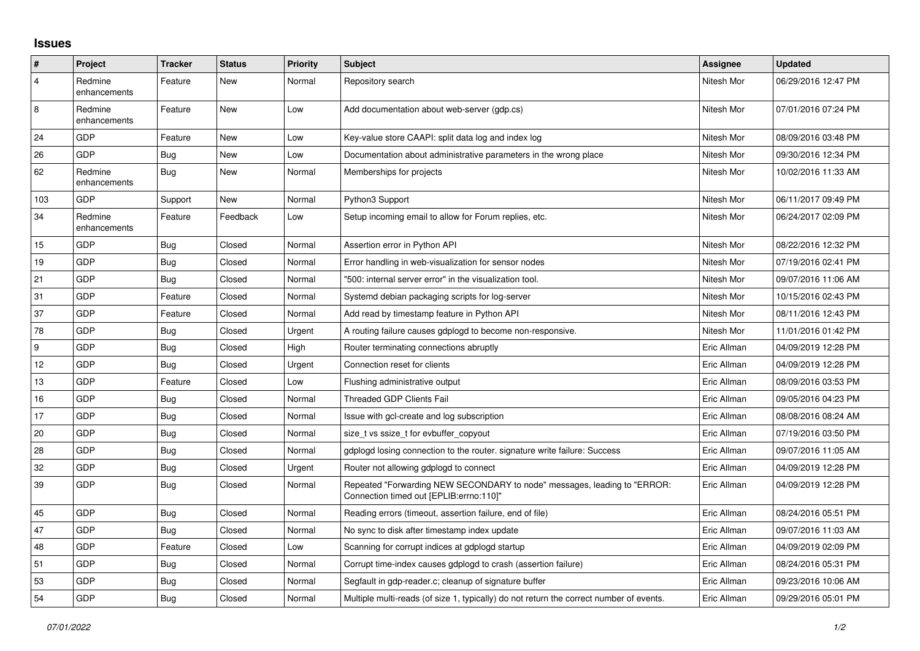## Issues

| # | Project | Tracker | Status | Priority | Subject | Assignee | Updated |
|---|---|---|---|---|---|---|---|
| 4 | Redmine enhancements | Feature | New | Normal | Repository search | Nitesh Mor | 06/29/2016 12:47 PM |
| 8 | Redmine enhancements | Feature | New | Low | Add documentation about web-server (gdp.cs) | Nitesh Mor | 07/01/2016 07:24 PM |
| 24 | GDP | Feature | New | Low | Key-value store CAAPI: split data log and index log | Nitesh Mor | 08/09/2016 03:48 PM |
| 26 | GDP | Bug | New | Low | Documentation about administrative parameters in the wrong place | Nitesh Mor | 09/30/2016 12:34 PM |
| 62 | Redmine enhancements | Bug | New | Normal | Memberships for projects | Nitesh Mor | 10/02/2016 11:33 AM |
| 103 | GDP | Support | New | Normal | Python3 Support | Nitesh Mor | 06/11/2017 09:49 PM |
| 34 | Redmine enhancements | Feature | Feedback | Low | Setup incoming email to allow for Forum replies, etc. | Nitesh Mor | 06/24/2017 02:09 PM |
| 15 | GDP | Bug | Closed | Normal | Assertion error in Python API | Nitesh Mor | 08/22/2016 12:32 PM |
| 19 | GDP | Bug | Closed | Normal | Error handling in web-visualization for sensor nodes | Nitesh Mor | 07/19/2016 02:41 PM |
| 21 | GDP | Bug | Closed | Normal | "500: internal server error" in the visualization tool. | Nitesh Mor | 09/07/2016 11:06 AM |
| 31 | GDP | Feature | Closed | Normal | Systemd debian packaging scripts for log-server | Nitesh Mor | 10/15/2016 02:43 PM |
| 37 | GDP | Feature | Closed | Normal | Add read by timestamp feature in Python API | Nitesh Mor | 08/11/2016 12:43 PM |
| 78 | GDP | Bug | Closed | Urgent | A routing failure causes gdplogd to become non-responsive. | Nitesh Mor | 11/01/2016 01:42 PM |
| 9 | GDP | Bug | Closed | High | Router terminating connections abruptly | Eric Allman | 04/09/2019 12:28 PM |
| 12 | GDP | Bug | Closed | Urgent | Connection reset for clients | Eric Allman | 04/09/2019 12:28 PM |
| 13 | GDP | Feature | Closed | Low | Flushing administrative output | Eric Allman | 08/09/2016 03:53 PM |
| 16 | GDP | Bug | Closed | Normal | Threaded GDP Clients Fail | Eric Allman | 09/05/2016 04:23 PM |
| 17 | GDP | Bug | Closed | Normal | Issue with gcl-create and log subscription | Eric Allman | 08/08/2016 08:24 AM |
| 20 | GDP | Bug | Closed | Normal | size_t vs ssize_t for evbuffer_copyout | Eric Allman | 07/19/2016 03:50 PM |
| 28 | GDP | Bug | Closed | Normal | gdplogd losing connection to the router. signature write failure: Success | Eric Allman | 09/07/2016 11:05 AM |
| 32 | GDP | Bug | Closed | Urgent | Router not allowing gdplogd to connect | Eric Allman | 04/09/2019 12:28 PM |
| 39 | GDP | Bug | Closed | Normal | Repeated "Forwarding NEW SECONDARY to node" messages, leading to "ERROR: Connection timed out [EPLIB:errno:110]" | Eric Allman | 04/09/2019 12:28 PM |
| 45 | GDP | Bug | Closed | Normal | Reading errors (timeout, assertion failure, end of file) | Eric Allman | 08/24/2016 05:51 PM |
| 47 | GDP | Bug | Closed | Normal | No sync to disk after timestamp index update | Eric Allman | 09/07/2016 11:03 AM |
| 48 | GDP | Feature | Closed | Low | Scanning for corrupt indices at gdplogd startup | Eric Allman | 04/09/2019 02:09 PM |
| 51 | GDP | Bug | Closed | Normal | Corrupt time-index causes gdplogd to crash (assertion failure) | Eric Allman | 08/24/2016 05:31 PM |
| 53 | GDP | Bug | Closed | Normal | Segfault in gdp-reader.c; cleanup of signature buffer | Eric Allman | 09/23/2016 10:06 AM |
| 54 | GDP | Bug | Closed | Normal | Multiple multi-reads (of size 1, typically) do not return the correct number of events. | Eric Allman | 09/29/2016 05:01 PM |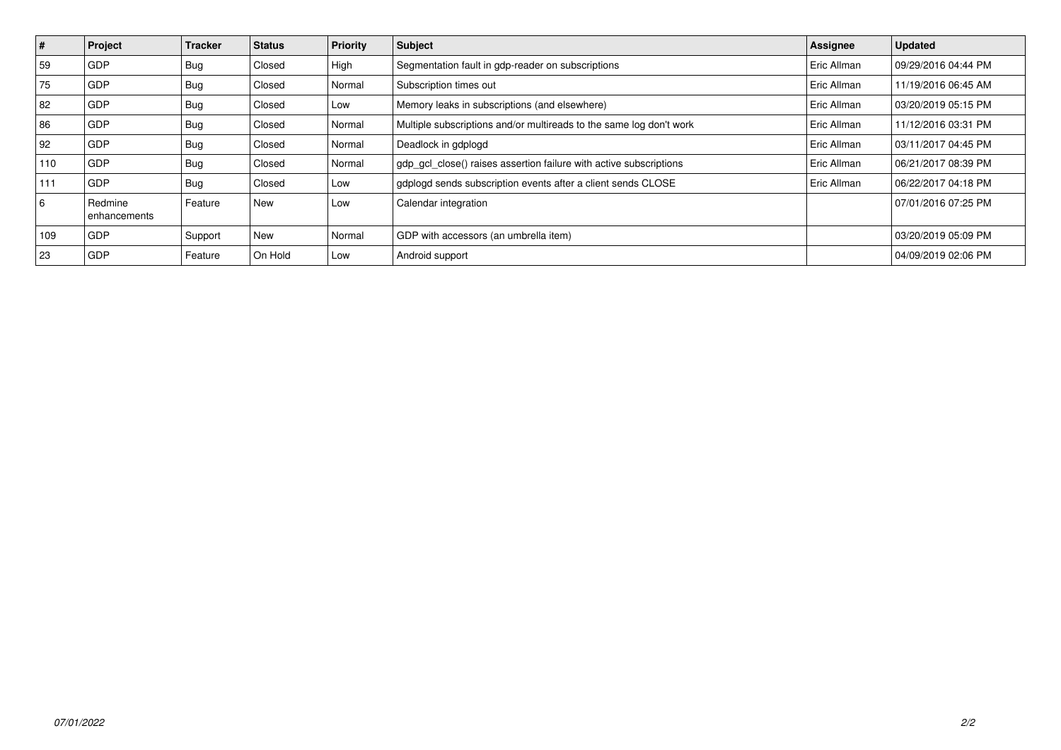| # | Project | Tracker | Status | Priority | Subject | Assignee | Updated |
|---|---|---|---|---|---|---|---|
| 59 | GDP | Bug | Closed | High | Segmentation fault in gdp-reader on subscriptions | Eric Allman | 09/29/2016 04:44 PM |
| 75 | GDP | Bug | Closed | Normal | Subscription times out | Eric Allman | 11/19/2016 06:45 AM |
| 82 | GDP | Bug | Closed | Low | Memory leaks in subscriptions (and elsewhere) | Eric Allman | 03/20/2019 05:15 PM |
| 86 | GDP | Bug | Closed | Normal | Multiple subscriptions and/or multireads to the same log don't work | Eric Allman | 11/12/2016 03:31 PM |
| 92 | GDP | Bug | Closed | Normal | Deadlock in gdplogd | Eric Allman | 03/11/2017 04:45 PM |
| 110 | GDP | Bug | Closed | Normal | gdp_gcl_close() raises assertion failure with active subscriptions | Eric Allman | 06/21/2017 08:39 PM |
| 111 | GDP | Bug | Closed | Low | gdplogd sends subscription events after a client sends CLOSE | Eric Allman | 06/22/2017 04:18 PM |
| 6 | Redmine enhancements | Feature | New | Low | Calendar integration | | 07/01/2016 07:25 PM |
| 109 | GDP | Support | New | Normal | GDP with accessors (an umbrella item) | | 03/20/2019 05:09 PM |
| 23 | GDP | Feature | On Hold | Low | Android support | | 04/09/2019 02:06 PM |

*07/01/2022*